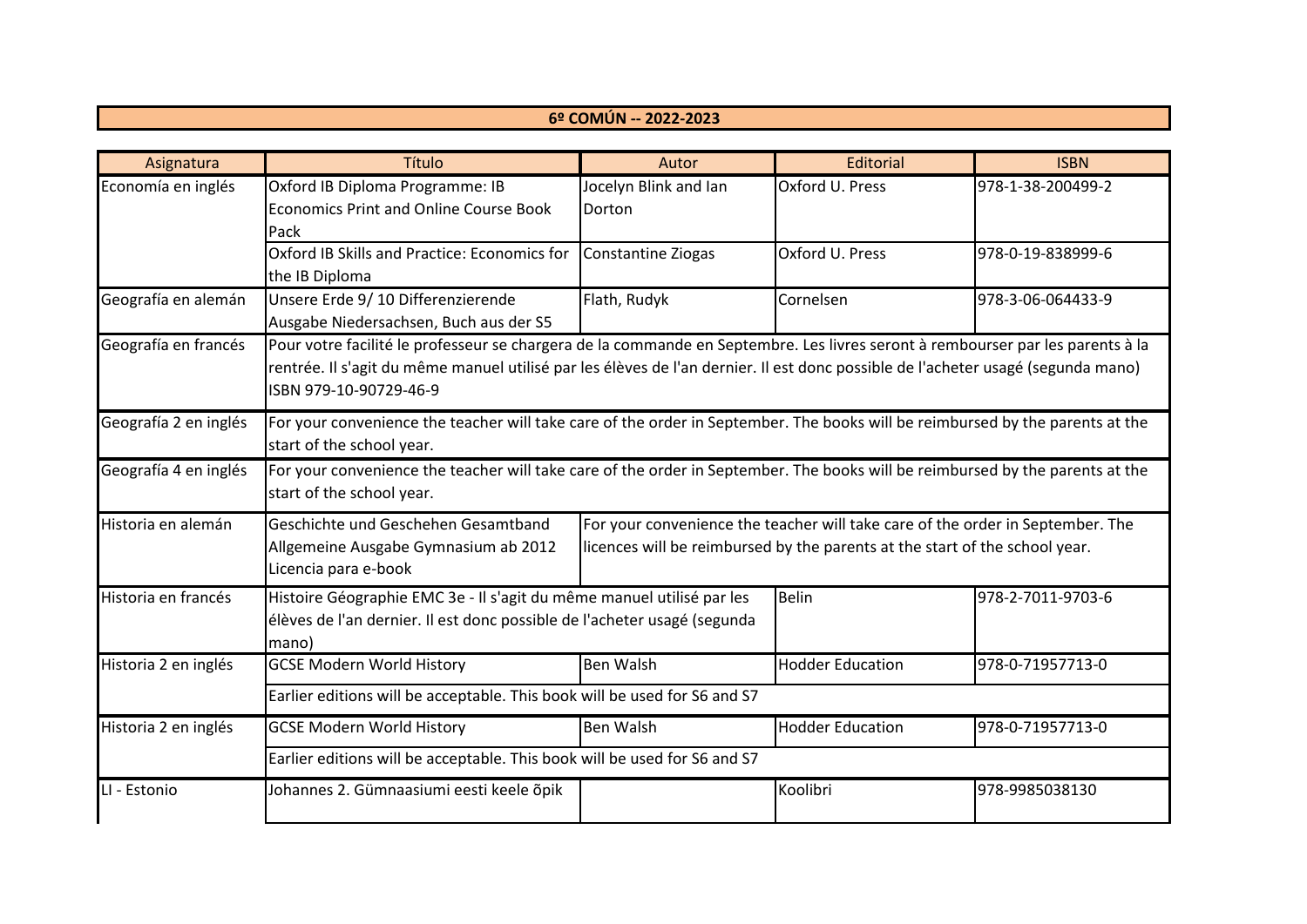# 6º COMÚN -- 2022-2023

| Asignatura | Título | Autor | Editorial | ISBN |
|---|---|---|---|---|
| Economía en inglés | Oxford IB Diploma Programme: IB Economics Print and Online Course Book Pack | Jocelyn Blink and Ian Dorton | Oxford U. Press | 978-1-38-200499-2 |
| | Oxford IB Skills and Practice: Economics for the IB Diploma | Constantine Ziogas | Oxford U. Press | 978-0-19-838999-6 |
| Geografía en alemán | Unsere Erde 9/ 10 Differenzierende Ausgabe Niedersachsen, Buch aus der S5 | Flath, Rudyk | Cornelsen | 978-3-06-064433-9 |
| Geografía en francés | Pour votre facilité le professeur se chargera de la commande en Septembre. Les livres seront à rembourser par les parents à la rentrée. Il s'agit du même manuel utilisé par les élèves de l'an dernier. Il est donc possible de l'acheter usagé (segunda mano) ISBN 979-10-90729-46-9 | | | |
| Geografía 2 en inglés | For your convenience the teacher will take care of the order in September. The books will be reimbursed by the parents at the start of the school year. | | | |
| Geografía 4 en inglés | For your convenience the teacher will take care of the order in September. The books will be reimbursed by the parents at the start of the school year. | | | |
| Historia en alemán | Geschichte und Geschehen Gesamtband Allgemeine Ausgabe Gymnasium ab 2012 Licencia para e-book | For your convenience the teacher will take care of the order in September. The licences will be reimbursed by the parents at the start of the school year. | | |
| Historia en francés | Histoire Géographie EMC 3e - Il s'agit du même manuel utilisé par les élèves de l'an dernier. Il est donc possible de l'acheter usagé (segunda mano) | | Belin | 978-2-7011-9703-6 |
| Historia 2 en inglés | GCSE Modern World History | Ben Walsh | Hodder Education | 978-0-71957713-0 |
| | Earlier editions will be acceptable. This book will be used for S6 and S7 | | | |
| Historia 2 en inglés | GCSE Modern World History | Ben Walsh | Hodder Education | 978-0-71957713-0 |
| | Earlier editions will be acceptable. This book will be used for S6 and S7 | | | |
| LI - Estonio | Johannes 2. Gümnaasiumi eesti keele õpik | | Koolibri | 978-9985038130 |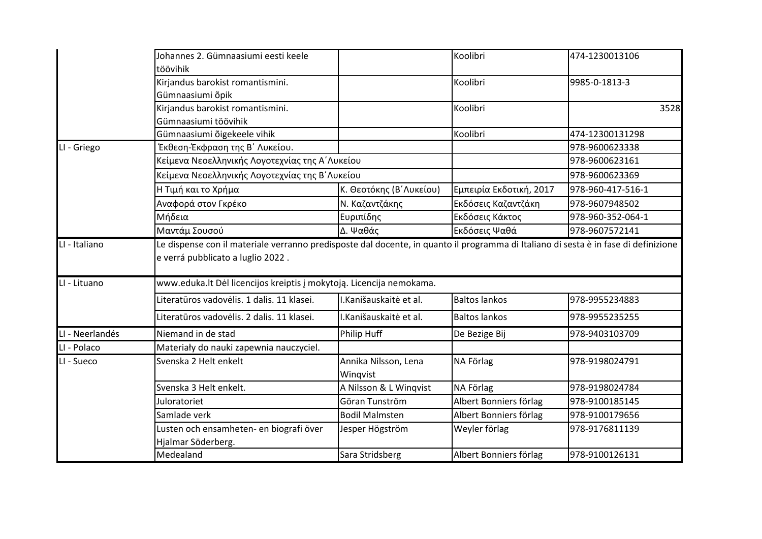| | | | | |
|---|---|---|---|---|
| | Johannes 2. Gümnaasiumi eesti keele töövihik | | Koolibri | 474-1230013106 |
| | Kirjandus barokist romantismini. Gümnaasiumi õpik | | Koolibri | 9985-0-1813-3 |
| | Kirjandus barokist romantismini. Gümnaasiumi töövihik | | Koolibri | 3528 |
| | Gümnaasiumi õigekeele vihik | | Koolibri | 474-12300131298 |
| LI - Griego | Έκθεση-Έκφραση της Β΄ Λυκείου. | | | 978-9600623338 |
| | Κείμενα Νεοελληνικής Λογοτεχνίας της Α΄Λυκείου | | | 978-9600623161 |
| | Κείμενα Νεοελληνικής Λογοτεχνίας της Β΄Λυκείου | | | 978-9600623369 |
| | Η Τιμή και το Χρήμα | Κ. Θεοτόκης (Β΄Λυκείου) | Εμπειρία Εκδοτική, 2017 | 978-960-417-516-1 |
| | Αναφορά στον Γκρέκο | Ν. Καζαντζάκης | Εκδόσεις Καζαντζάκη | 978-9607948502 |
| | Μήδεια | Ευριπίδης | Εκδόσεις Κάκτος | 978-960-352-064-1 |
| | Μαντάμ Σουσού | Δ. Ψαθάς | Εκδόσεις Ψαθά | 978-9607572141 |
| LI - Italiano | Le dispense con il materiale verranno predisposte dal docente, in quanto il programma di Italiano di sesta è in fase di definizione e verrá pubblicato a luglio 2022 . | | | |
| LI - Lituano | www.eduka.lt Dėl licencijos kreiptis į mokytoją. Licencija nemokama. | | | |
| | Literatūros vadovėlis. 1 dalis. 11 klasei. | I.Kanišauskaitė et al. | Baltos lankos | 978-9955234883 |
| | Literatūros vadovėlis. 2 dalis. 11 klasei. | I.Kanišauskaitė et al. | Baltos lankos | 978-9955235255 |
| LI - Neerlandés | Niemand in de stad | Philip Huff | De Bezige Bij | 978-9403103709 |
| LI - Polaco | Materiały do nauki zapewnia nauczyciel. | | | |
| LI - Sueco | Svenska 2 Helt enkelt | Annika Nilsson, Lena Winqvist | NA Förlag | 978-9198024791 |
| | Svenska 3 Helt enkelt. | A Nilsson & L Winqvist | NA Förlag | 978-9198024784 |
| | Juloratoriet | Göran Tunström | Albert Bonniers förlag | 978-9100185145 |
| | Samlade verk | Bodil Malmsten | Albert Bonniers förlag | 978-9100179656 |
| | Lusten och ensamheten- en biografi över Hjalmar Söderberg. | Jesper Högström | Weyler förlag | 978-9176811139 |
| | Medealand | Sara Stridsberg | Albert Bonniers förlag | 978-9100126131 |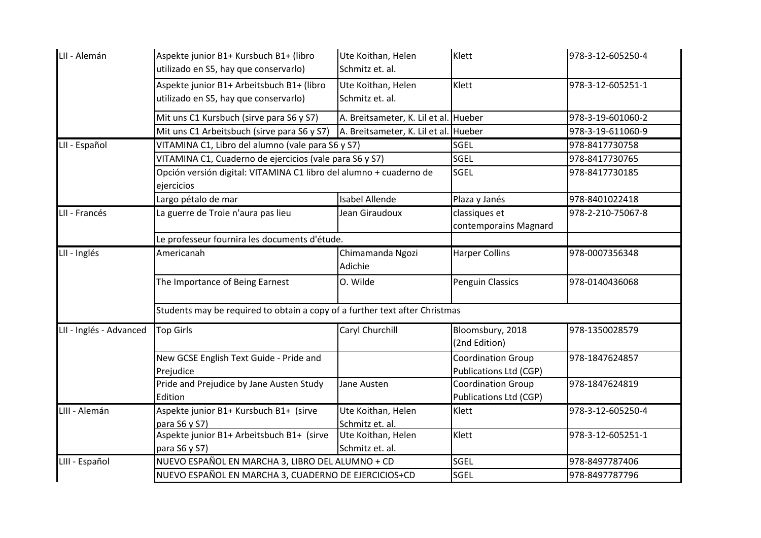| | | | | |
|---|---|---|---|---|
| LII - Alemán | Aspekte junior B1+ Kursbuch B1+ (libro utilizado en S5, hay que conservarlo) | Ute Koithan, Helen Schmitz et. al. | Klett | 978-3-12-605250-4 |
| | Aspekte junior B1+ Arbeitsbuch B1+ (libro utilizado en S5, hay que conservarlo) | Ute Koithan, Helen Schmitz et. al. | Klett | 978-3-12-605251-1 |
| | Mit uns C1 Kursbuch (sirve para S6 y S7) | A. Breitsameter, K. Lil et al. | Hueber | 978-3-19-601060-2 |
| | Mit uns C1 Arbeitsbuch (sirve para S6 y S7) | A. Breitsameter, K. Lil et al. | Hueber | 978-3-19-611060-9 |
| LII - Español | VITAMINA C1, Libro del alumno (vale para S6 y S7) | | SGEL | 978-8417730758 |
| | VITAMINA C1, Cuaderno de ejercicios (vale para S6 y S7) | | SGEL | 978-8417730765 |
| | Opción versión digital: VITAMINA C1 libro del alumno + cuaderno de ejercicios | | SGEL | 978-8417730185 |
| | Largo pétalo de mar | Isabel Allende | Plaza y Janés | 978-8401022418 |
| LII - Francés | La guerre de Troie n'aura pas lieu | Jean Giraudoux | classiques et contemporains Magnard | 978-2-210-75067-8 |
| | Le professeur fournira les documents d'étude. | | | |
| LII - Inglés | Americanah | Chimamanda Ngozi Adichie | Harper Collins | 978-0007356348 |
| | The Importance of Being Earnest | O. Wilde | Penguin Classics | 978-0140436068 |
| | Students may be required to obtain a copy of a further text after Christmas | | | |
| LII - Inglés - Advanced | Top Girls | Caryl Churchill | Bloomsbury, 2018 (2nd Edition) | 978-1350028579 |
| | New GCSE English Text Guide - Pride and Prejudice | | Coordination Group Publications Ltd (CGP) | 978-1847624857 |
| | Pride and Prejudice by Jane Austen Study Edition | Jane Austen | Coordination Group Publications Ltd (CGP) | 978-1847624819 |
| LIII - Alemán | Aspekte junior B1+ Kursbuch B1+ (sirve para S6 y S7) | Ute Koithan, Helen Schmitz et. al. | Klett | 978-3-12-605250-4 |
| | Aspekte junior B1+ Arbeitsbuch B1+ (sirve para S6 y S7) | Ute Koithan, Helen Schmitz et. al. | Klett | 978-3-12-605251-1 |
| LIII - Español | NUEVO ESPAÑOL EN MARCHA 3, LIBRO DEL ALUMNO + CD | | SGEL | 978-8497787406 |
| | NUEVO ESPAÑOL EN MARCHA 3, CUADERNO DE EJERCICIOS+CD | | SGEL | 978-8497787796 |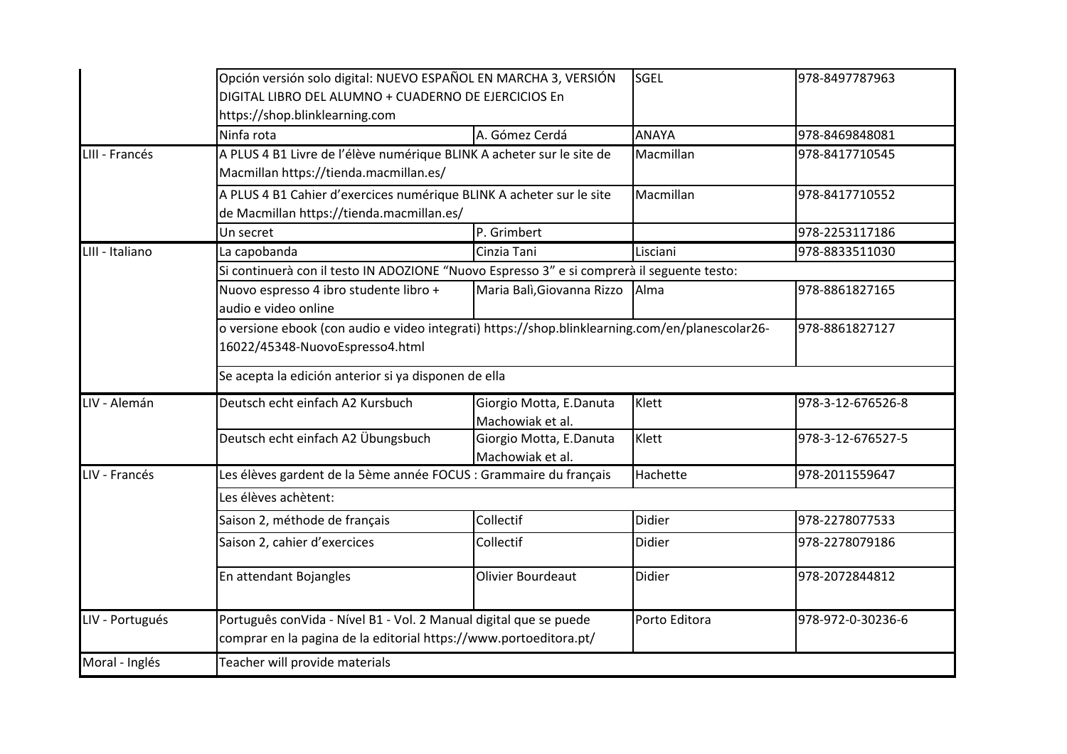| | | | | |
|---|---|---|---|---|
| | Opción versión solo digital: NUEVO ESPAÑOL EN MARCHA 3, VERSIÓN DIGITAL LIBRO DEL ALUMNO + CUADERNO DE EJERCICIOS En https://shop.blinklearning.com | | SGEL | 978-8497787963 |
| | Ninfa rota | A. Gómez Cerdá | ANAYA | 978-8469848081 |
| LIII - Francés | A PLUS 4 B1 Livre de l'élève numérique BLINK A acheter sur le site de Macmillan https://tienda.macmillan.es/ | | Macmillan | 978-8417710545 |
| | A PLUS 4 B1 Cahier d'exercices numérique BLINK A acheter sur le site de Macmillan https://tienda.macmillan.es/ | | Macmillan | 978-8417710552 |
| | Un secret | P. Grimbert | | 978-2253117186 |
| LIII - Italiano | La capobanda | Cinzia Tani | Lisciani | 978-8833511030 |
| | Si continuerà con il testo IN ADOZIONE "Nuovo Espresso 3" e si comprerà il seguente testo: | | | |
| | Nuovo espresso 4 ibro studente libro + audio e video online | Maria Balì,Giovanna Rizzo | Alma | 978-8861827165 |
| | o versione ebook (con audio e video integrati) https://shop.blinklearning.com/en/planescolar26-16022/45348-NuovoEspresso4.html | | | 978-8861827127 |
| | Se acepta la edición anterior si ya disponen de ella | | | |
| LIV - Alemán | Deutsch echt einfach A2 Kursbuch | Giorgio Motta, E.Danuta Machowiak et al. | Klett | 978-3-12-676526-8 |
| | Deutsch echt einfach A2 Übungsbuch | Giorgio Motta, E.Danuta Machowiak et al. | Klett | 978-3-12-676527-5 |
| LIV - Francés | Les élèves gardent de la 5ème année FOCUS : Grammaire du français | | Hachette | 978-2011559647 |
| | Les élèves achètent: | | | |
| | Saison 2, méthode de français | Collectif | Didier | 978-2278077533 |
| | Saison 2, cahier d'exercices | Collectif | Didier | 978-2278079186 |
| | En attendant Bojangles | Olivier Bourdeaut | Didier | 978-2072844812 |
| LIV - Portugués | Português conVida - Nível B1 - Vol. 2 Manual digital que se puede comprar en la pagina de la editorial https://www.portoeditora.pt/ | | Porto Editora | 978-972-0-30236-6 |
| Moral - Inglés | Teacher will provide materials | | | |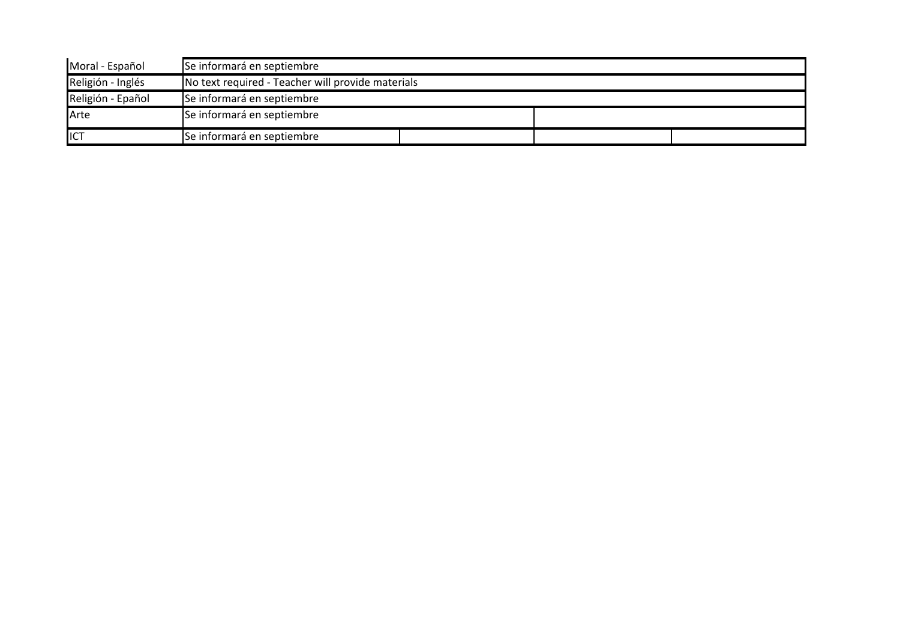| | | | | |
|---|---|---|---|---|
| Moral - Español | Se informará en septiembre | | | |
| Religión - Inglés | No text required - Teacher will provide materials | | | |
| Religión - Epañol | Se informará en septiembre | | | |
| Arte | Se informará en septiembre | | | |
| ICT | Se informará en septiembre | | | |